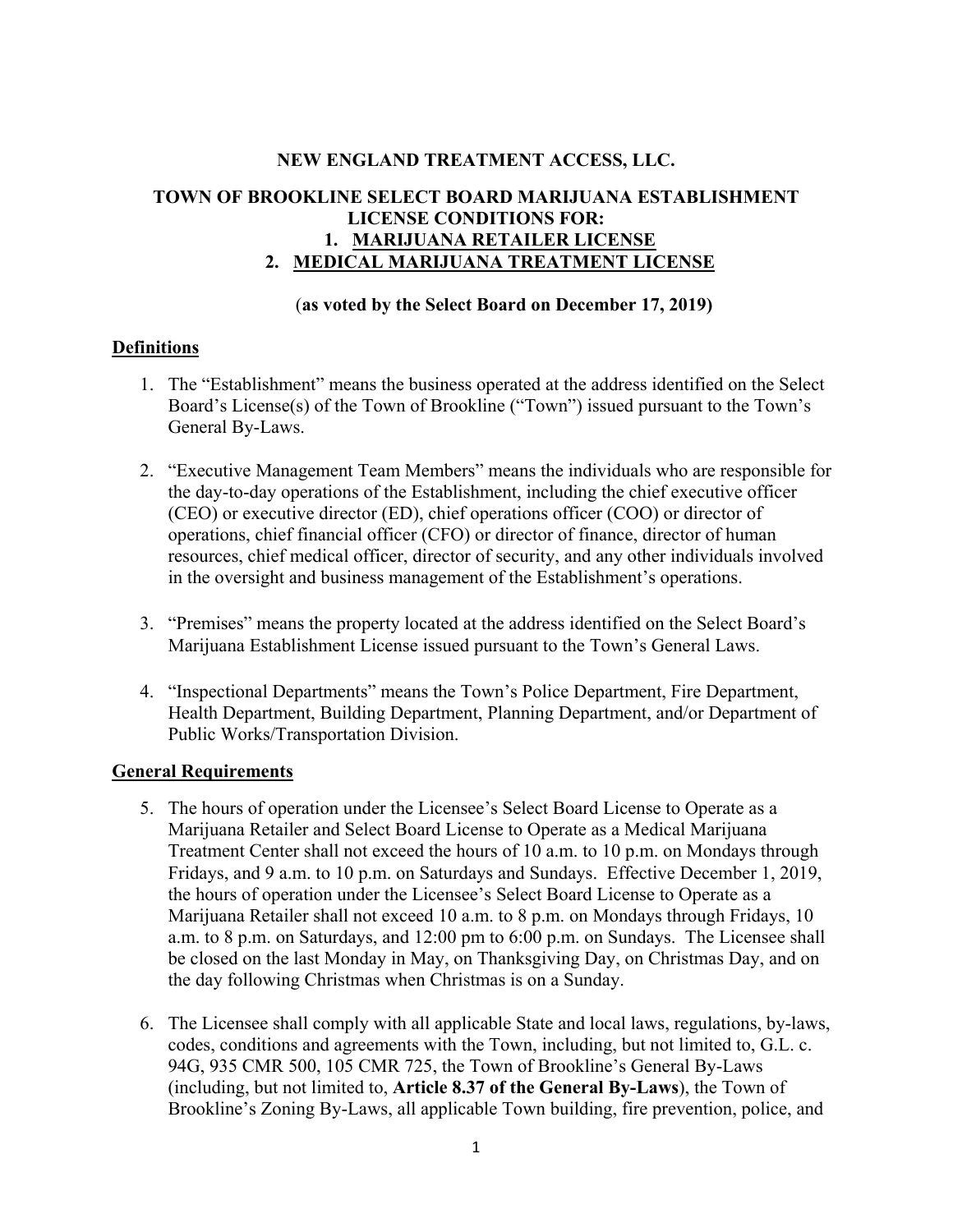**NEW ENGLAND TREATMENT ACCESS, LLC.**

**TOWN OF BROOKLINE SELECT BOARD MARIJUANA ESTABLISHMENT LICENSE CONDITIONS FOR:**
**1. MARIJUANA RETAILER LICENSE**
**2. MEDICAL MARIJUANA TREATMENT LICENSE**

(**as voted by the Select Board on December 17, 2019)**

## Definitions

1. The "Establishment" means the business operated at the address identified on the Select Board's License(s) of the Town of Brookline ("Town") issued pursuant to the Town's General By-Laws.

2. "Executive Management Team Members" means the individuals who are responsible for the day-to-day operations of the Establishment, including the chief executive officer (CEO) or executive director (ED), chief operations officer (COO) or director of operations, chief financial officer (CFO) or director of finance, director of human resources, chief medical officer, director of security, and any other individuals involved in the oversight and business management of the Establishment's operations.

3. "Premises" means the property located at the address identified on the Select Board's Marijuana Establishment License issued pursuant to the Town's General Laws.

4. "Inspectional Departments" means the Town's Police Department, Fire Department, Health Department, Building Department, Planning Department, and/or Department of Public Works/Transportation Division.

## General Requirements

5. The hours of operation under the Licensee's Select Board License to Operate as a Marijuana Retailer and Select Board License to Operate as a Medical Marijuana Treatment Center shall not exceed the hours of 10 a.m. to 10 p.m. on Mondays through Fridays, and 9 a.m. to 10 p.m. on Saturdays and Sundays. Effective December 1, 2019, the hours of operation under the Licensee's Select Board License to Operate as a Marijuana Retailer shall not exceed 10 a.m. to 8 p.m. on Mondays through Fridays, 10 a.m. to 8 p.m. on Saturdays, and 12:00 pm to 6:00 p.m. on Sundays. The Licensee shall be closed on the last Monday in May, on Thanksgiving Day, on Christmas Day, and on the day following Christmas when Christmas is on a Sunday.

6. The Licensee shall comply with all applicable State and local laws, regulations, by-laws, codes, conditions and agreements with the Town, including, but not limited to, G.L. c. 94G, 935 CMR 500, 105 CMR 725, the Town of Brookline's General By-Laws (including, but not limited to, **Article 8.37 of the General By-Laws**), the Town of Brookline's Zoning By-Laws, all applicable Town building, fire prevention, police, and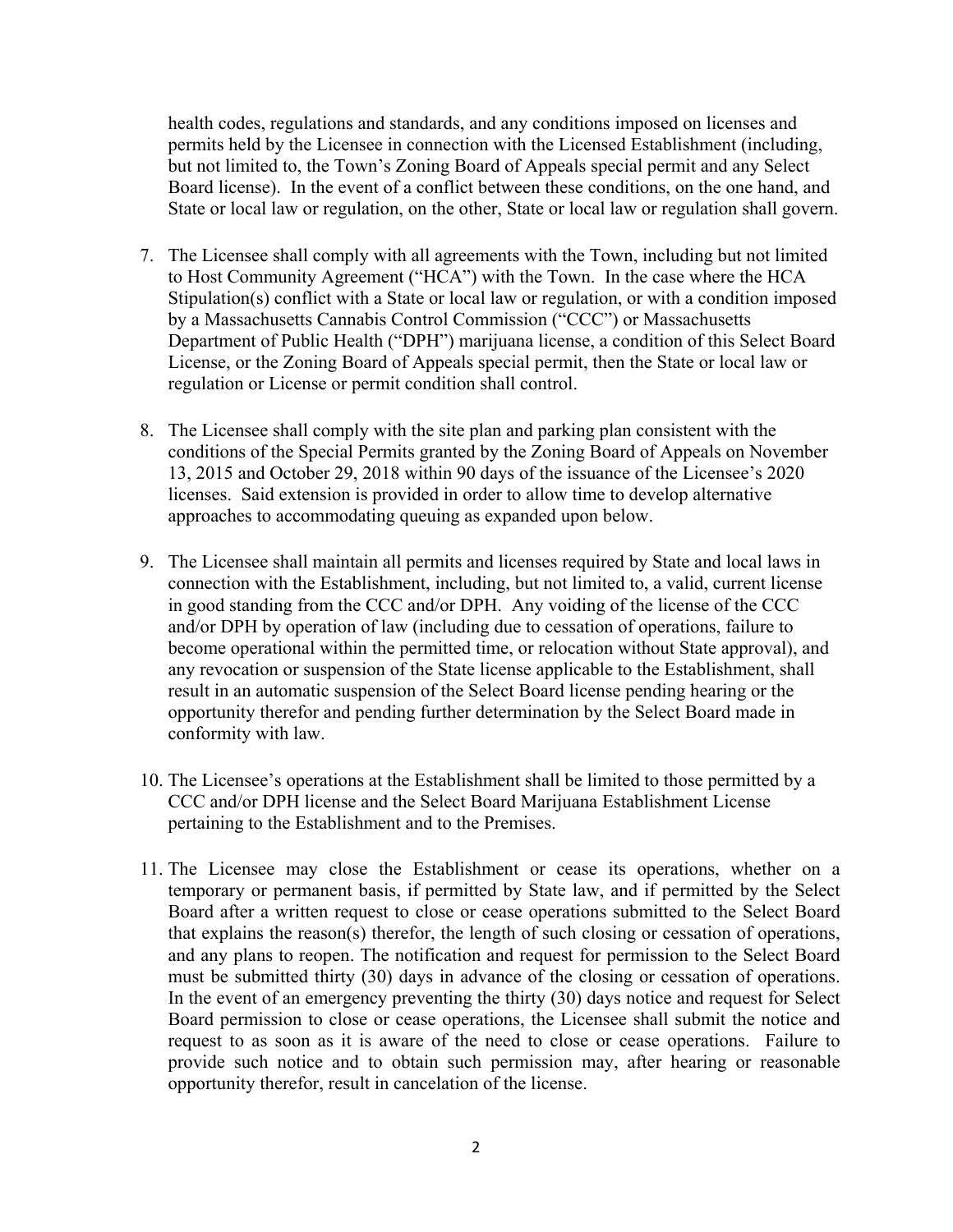health codes, regulations and standards, and any conditions imposed on licenses and permits held by the Licensee in connection with the Licensed Establishment (including, but not limited to, the Town's Zoning Board of Appeals special permit and any Select Board license). In the event of a conflict between these conditions, on the one hand, and State or local law or regulation, on the other, State or local law or regulation shall govern.

7. The Licensee shall comply with all agreements with the Town, including but not limited to Host Community Agreement ("HCA") with the Town. In the case where the HCA Stipulation(s) conflict with a State or local law or regulation, or with a condition imposed by a Massachusetts Cannabis Control Commission ("CCC") or Massachusetts Department of Public Health ("DPH") marijuana license, a condition of this Select Board License, or the Zoning Board of Appeals special permit, then the State or local law or regulation or License or permit condition shall control.

8. The Licensee shall comply with the site plan and parking plan consistent with the conditions of the Special Permits granted by the Zoning Board of Appeals on November 13, 2015 and October 29, 2018 within 90 days of the issuance of the Licensee's 2020 licenses. Said extension is provided in order to allow time to develop alternative approaches to accommodating queuing as expanded upon below.

9. The Licensee shall maintain all permits and licenses required by State and local laws in connection with the Establishment, including, but not limited to, a valid, current license in good standing from the CCC and/or DPH. Any voiding of the license of the CCC and/or DPH by operation of law (including due to cessation of operations, failure to become operational within the permitted time, or relocation without State approval), and any revocation or suspension of the State license applicable to the Establishment, shall result in an automatic suspension of the Select Board license pending hearing or the opportunity therefor and pending further determination by the Select Board made in conformity with law.

10. The Licensee's operations at the Establishment shall be limited to those permitted by a CCC and/or DPH license and the Select Board Marijuana Establishment License pertaining to the Establishment and to the Premises.

11. The Licensee may close the Establishment or cease its operations, whether on a temporary or permanent basis, if permitted by State law, and if permitted by the Select Board after a written request to close or cease operations submitted to the Select Board that explains the reason(s) therefor, the length of such closing or cessation of operations, and any plans to reopen. The notification and request for permission to the Select Board must be submitted thirty (30) days in advance of the closing or cessation of operations. In the event of an emergency preventing the thirty (30) days notice and request for Select Board permission to close or cease operations, the Licensee shall submit the notice and request to as soon as it is aware of the need to close or cease operations. Failure to provide such notice and to obtain such permission may, after hearing or reasonable opportunity therefor, result in cancelation of the license.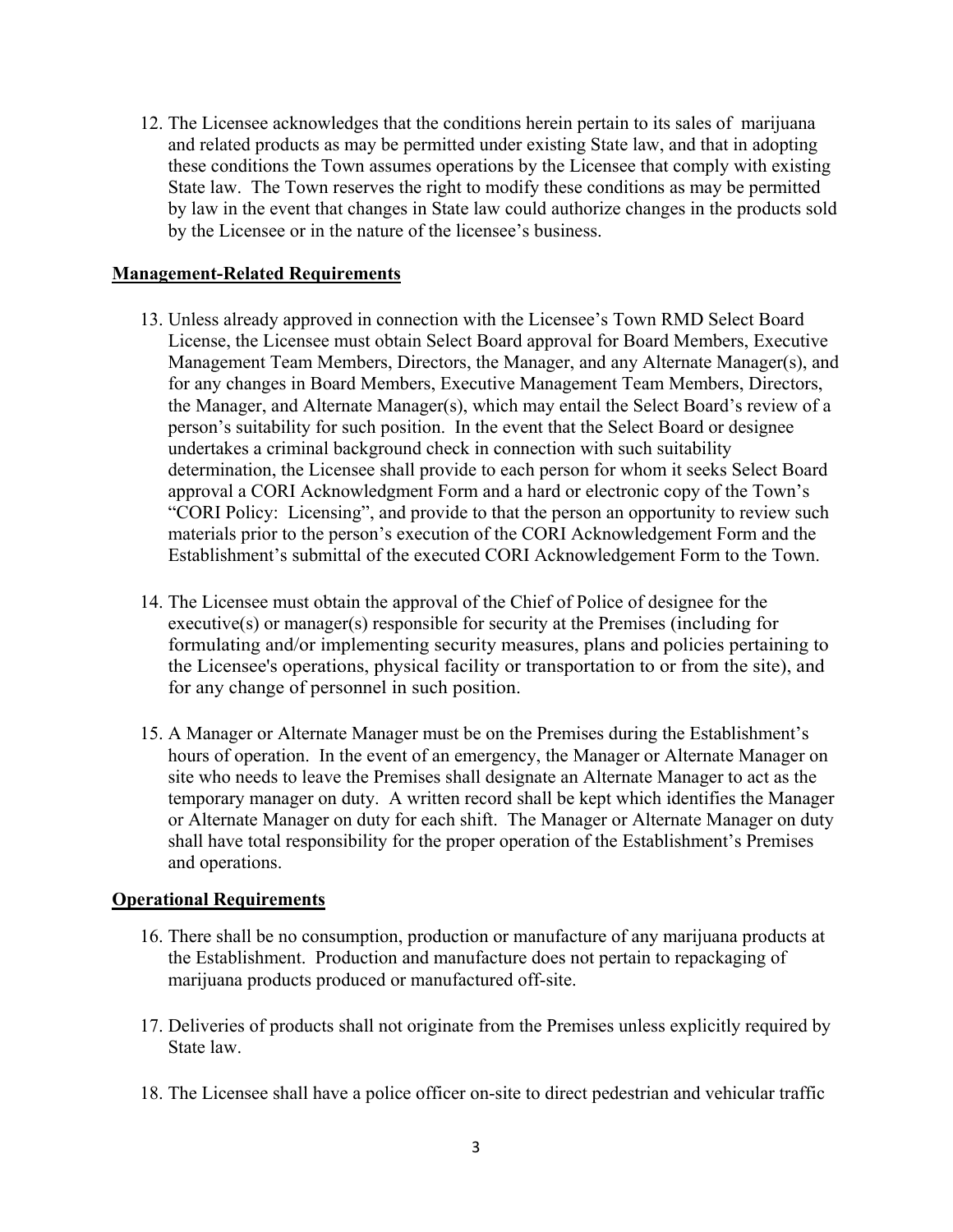12. The Licensee acknowledges that the conditions herein pertain to its sales of marijuana and related products as may be permitted under existing State law, and that in adopting these conditions the Town assumes operations by the Licensee that comply with existing State law. The Town reserves the right to modify these conditions as may be permitted by law in the event that changes in State law could authorize changes in the products sold by the Licensee or in the nature of the licensee's business.

**Management-Related Requirements**

13. Unless already approved in connection with the Licensee's Town RMD Select Board License, the Licensee must obtain Select Board approval for Board Members, Executive Management Team Members, Directors, the Manager, and any Alternate Manager(s), and for any changes in Board Members, Executive Management Team Members, Directors, the Manager, and Alternate Manager(s), which may entail the Select Board's review of a person's suitability for such position. In the event that the Select Board or designee undertakes a criminal background check in connection with such suitability determination, the Licensee shall provide to each person for whom it seeks Select Board approval a CORI Acknowledgment Form and a hard or electronic copy of the Town's "CORI Policy: Licensing", and provide to that the person an opportunity to review such materials prior to the person's execution of the CORI Acknowledgement Form and the Establishment's submittal of the executed CORI Acknowledgement Form to the Town.

14. The Licensee must obtain the approval of the Chief of Police of designee for the executive(s) or manager(s) responsible for security at the Premises (including for formulating and/or implementing security measures, plans and policies pertaining to the Licensee's operations, physical facility or transportation to or from the site), and for any change of personnel in such position.

15. A Manager or Alternate Manager must be on the Premises during the Establishment's hours of operation. In the event of an emergency, the Manager or Alternate Manager on site who needs to leave the Premises shall designate an Alternate Manager to act as the temporary manager on duty. A written record shall be kept which identifies the Manager or Alternate Manager on duty for each shift. The Manager or Alternate Manager on duty shall have total responsibility for the proper operation of the Establishment's Premises and operations.

**Operational Requirements**

16. There shall be no consumption, production or manufacture of any marijuana products at the Establishment. Production and manufacture does not pertain to repackaging of marijuana products produced or manufactured off-site.

17. Deliveries of products shall not originate from the Premises unless explicitly required by State law.

18. The Licensee shall have a police officer on-site to direct pedestrian and vehicular traffic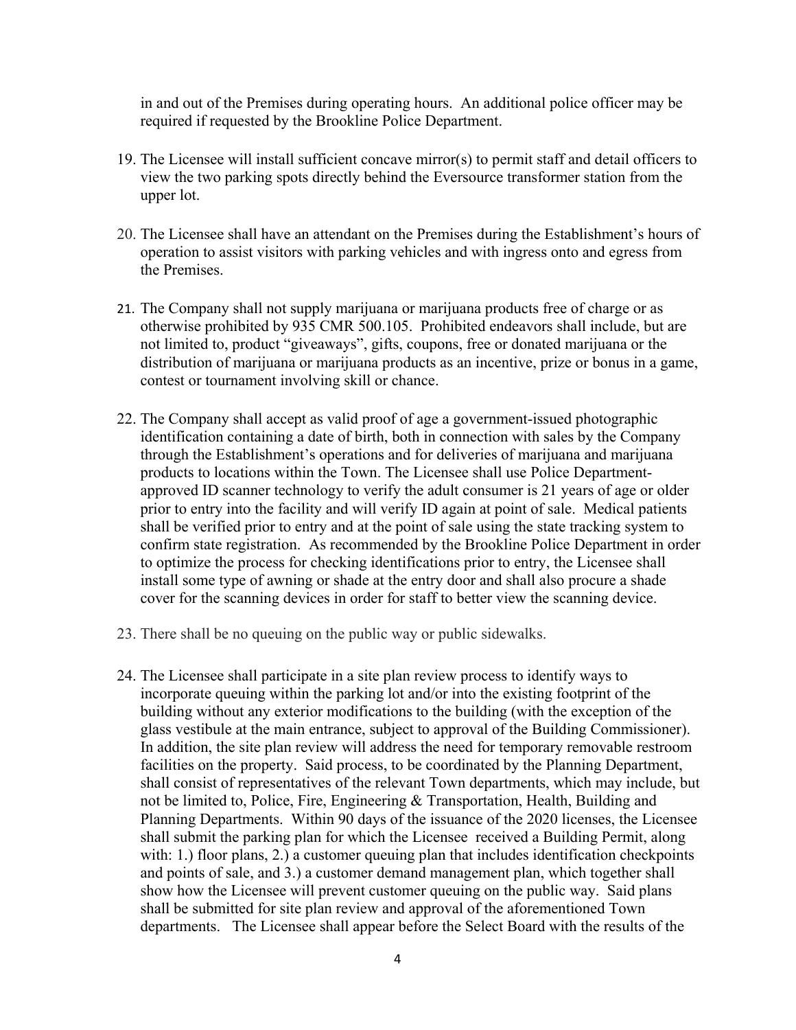in and out of the Premises during operating hours. An additional police officer may be required if requested by the Brookline Police Department.

19. The Licensee will install sufficient concave mirror(s) to permit staff and detail officers to view the two parking spots directly behind the Eversource transformer station from the upper lot.

20. The Licensee shall have an attendant on the Premises during the Establishment's hours of operation to assist visitors with parking vehicles and with ingress onto and egress from the Premises.

21. The Company shall not supply marijuana or marijuana products free of charge or as otherwise prohibited by 935 CMR 500.105. Prohibited endeavors shall include, but are not limited to, product "giveaways", gifts, coupons, free or donated marijuana or the distribution of marijuana or marijuana products as an incentive, prize or bonus in a game, contest or tournament involving skill or chance.

22. The Company shall accept as valid proof of age a government-issued photographic identification containing a date of birth, both in connection with sales by the Company through the Establishment's operations and for deliveries of marijuana and marijuana products to locations within the Town. The Licensee shall use Police Department-approved ID scanner technology to verify the adult consumer is 21 years of age or older prior to entry into the facility and will verify ID again at point of sale. Medical patients shall be verified prior to entry and at the point of sale using the state tracking system to confirm state registration. As recommended by the Brookline Police Department in order to optimize the process for checking identifications prior to entry, the Licensee shall install some type of awning or shade at the entry door and shall also procure a shade cover for the scanning devices in order for staff to better view the scanning device.

23. There shall be no queuing on the public way or public sidewalks.

24. The Licensee shall participate in a site plan review process to identify ways to incorporate queuing within the parking lot and/or into the existing footprint of the building without any exterior modifications to the building (with the exception of the glass vestibule at the main entrance, subject to approval of the Building Commissioner). In addition, the site plan review will address the need for temporary removable restroom facilities on the property. Said process, to be coordinated by the Planning Department, shall consist of representatives of the relevant Town departments, which may include, but not be limited to, Police, Fire, Engineering & Transportation, Health, Building and Planning Departments. Within 90 days of the issuance of the 2020 licenses, the Licensee shall submit the parking plan for which the Licensee received a Building Permit, along with: 1.) floor plans, 2.) a customer queuing plan that includes identification checkpoints and points of sale, and 3.) a customer demand management plan, which together shall show how the Licensee will prevent customer queuing on the public way. Said plans shall be submitted for site plan review and approval of the aforementioned Town departments. The Licensee shall appear before the Select Board with the results of the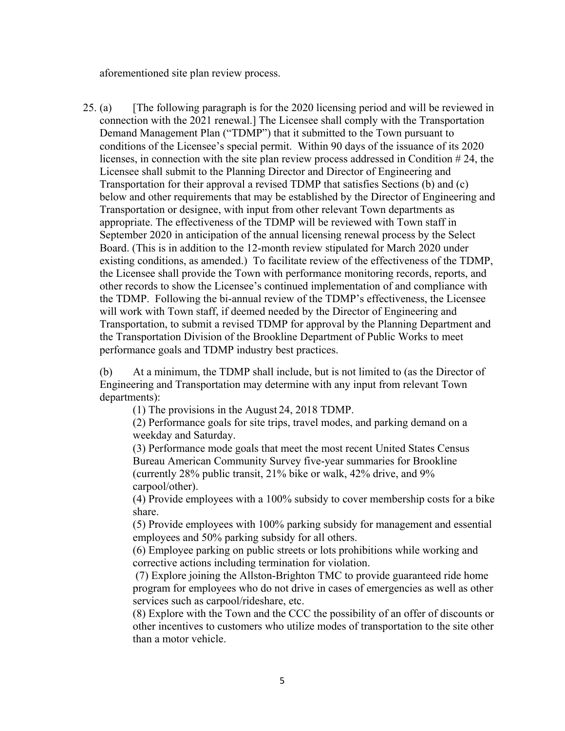aforementioned site plan review process.

25. (a) [The following paragraph is for the 2020 licensing period and will be reviewed in connection with the 2021 renewal.] The Licensee shall comply with the Transportation Demand Management Plan ("TDMP") that it submitted to the Town pursuant to conditions of the Licensee's special permit. Within 90 days of the issuance of its 2020 licenses, in connection with the site plan review process addressed in Condition # 24, the Licensee shall submit to the Planning Director and Director of Engineering and Transportation for their approval a revised TDMP that satisfies Sections (b) and (c) below and other requirements that may be established by the Director of Engineering and Transportation or designee, with input from other relevant Town departments as appropriate. The effectiveness of the TDMP will be reviewed with Town staff in September 2020 in anticipation of the annual licensing renewal process by the Select Board. (This is in addition to the 12-month review stipulated for March 2020 under existing conditions, as amended.) To facilitate review of the effectiveness of the TDMP, the Licensee shall provide the Town with performance monitoring records, reports, and other records to show the Licensee's continued implementation of and compliance with the TDMP. Following the bi-annual review of the TDMP's effectiveness, the Licensee will work with Town staff, if deemed needed by the Director of Engineering and Transportation, to submit a revised TDMP for approval by the Planning Department and the Transportation Division of the Brookline Department of Public Works to meet performance goals and TDMP industry best practices.

(b) At a minimum, the TDMP shall include, but is not limited to (as the Director of Engineering and Transportation may determine with any input from relevant Town departments):

(1) The provisions in the August 24, 2018 TDMP.

(2) Performance goals for site trips, travel modes, and parking demand on a weekday and Saturday.

(3) Performance mode goals that meet the most recent United States Census Bureau American Community Survey five-year summaries for Brookline (currently 28% public transit, 21% bike or walk, 42% drive, and 9% carpool/other).

(4) Provide employees with a 100% subsidy to cover membership costs for a bike share.

(5) Provide employees with 100% parking subsidy for management and essential employees and 50% parking subsidy for all others.

(6) Employee parking on public streets or lots prohibitions while working and corrective actions including termination for violation.

(7) Explore joining the Allston-Brighton TMC to provide guaranteed ride home program for employees who do not drive in cases of emergencies as well as other services such as carpool/rideshare, etc.

(8) Explore with the Town and the CCC the possibility of an offer of discounts or other incentives to customers who utilize modes of transportation to the site other than a motor vehicle.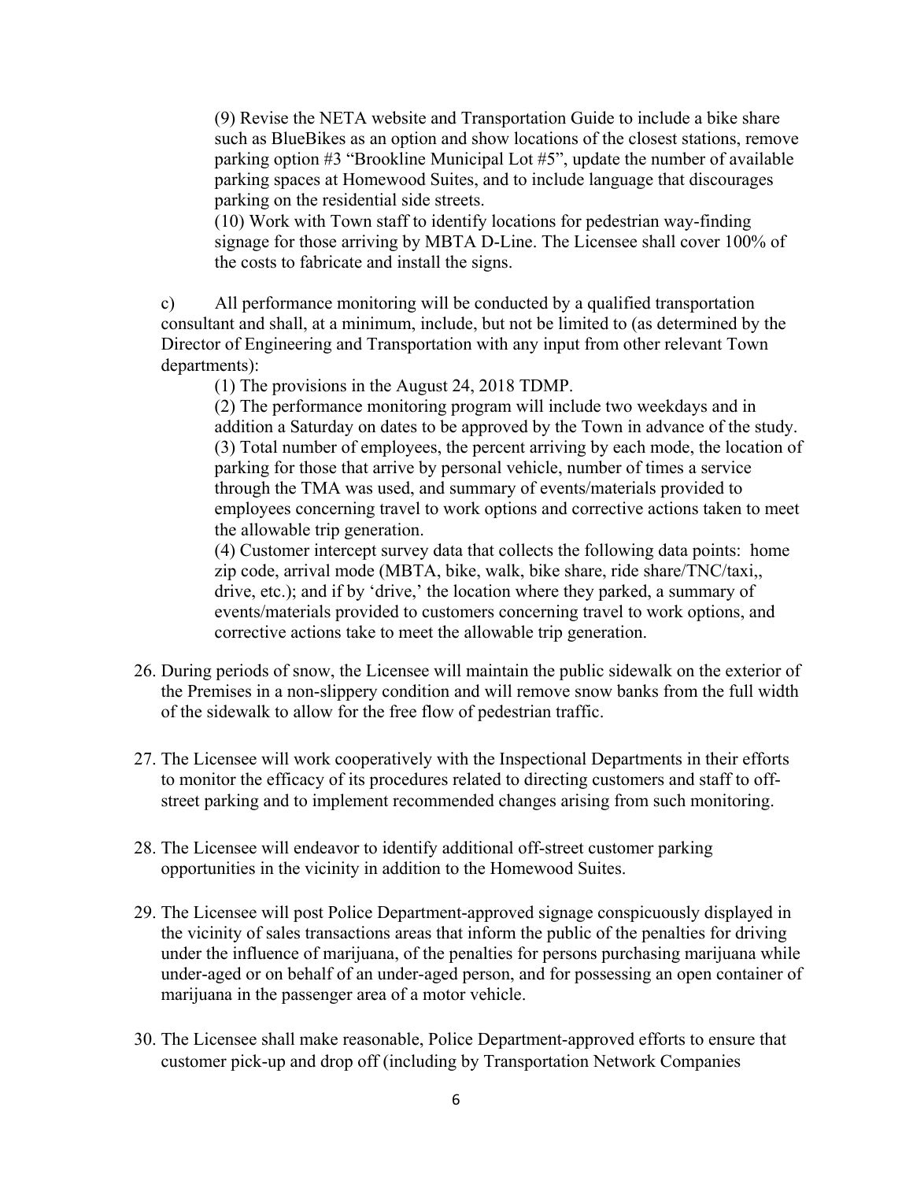(9) Revise the NETA website and Transportation Guide to include a bike share such as BlueBikes as an option and show locations of the closest stations, remove parking option #3 "Brookline Municipal Lot #5", update the number of available parking spaces at Homewood Suites, and to include language that discourages parking on the residential side streets.

(10) Work with Town staff to identify locations for pedestrian way-finding signage for those arriving by MBTA D-Line. The Licensee shall cover 100% of the costs to fabricate and install the signs.

c) All performance monitoring will be conducted by a qualified transportation consultant and shall, at a minimum, include, but not be limited to (as determined by the Director of Engineering and Transportation with any input from other relevant Town departments):

(1) The provisions in the August 24, 2018 TDMP.

(2) The performance monitoring program will include two weekdays and in addition a Saturday on dates to be approved by the Town in advance of the study.

(3) Total number of employees, the percent arriving by each mode, the location of parking for those that arrive by personal vehicle, number of times a service through the TMA was used, and summary of events/materials provided to employees concerning travel to work options and corrective actions taken to meet the allowable trip generation.

(4) Customer intercept survey data that collects the following data points: home zip code, arrival mode (MBTA, bike, walk, bike share, ride share/TNC/taxi,, drive, etc.); and if by 'drive,' the location where they parked, a summary of events/materials provided to customers concerning travel to work options, and corrective actions take to meet the allowable trip generation.

26. During periods of snow, the Licensee will maintain the public sidewalk on the exterior of the Premises in a non-slippery condition and will remove snow banks from the full width of the sidewalk to allow for the free flow of pedestrian traffic.

27. The Licensee will work cooperatively with the Inspectional Departments in their efforts to monitor the efficacy of its procedures related to directing customers and staff to off-street parking and to implement recommended changes arising from such monitoring.

28. The Licensee will endeavor to identify additional off-street customer parking opportunities in the vicinity in addition to the Homewood Suites.

29. The Licensee will post Police Department-approved signage conspicuously displayed in the vicinity of sales transactions areas that inform the public of the penalties for driving under the influence of marijuana, of the penalties for persons purchasing marijuana while under-aged or on behalf of an under-aged person, and for possessing an open container of marijuana in the passenger area of a motor vehicle.

30. The Licensee shall make reasonable, Police Department-approved efforts to ensure that customer pick-up and drop off (including by Transportation Network Companies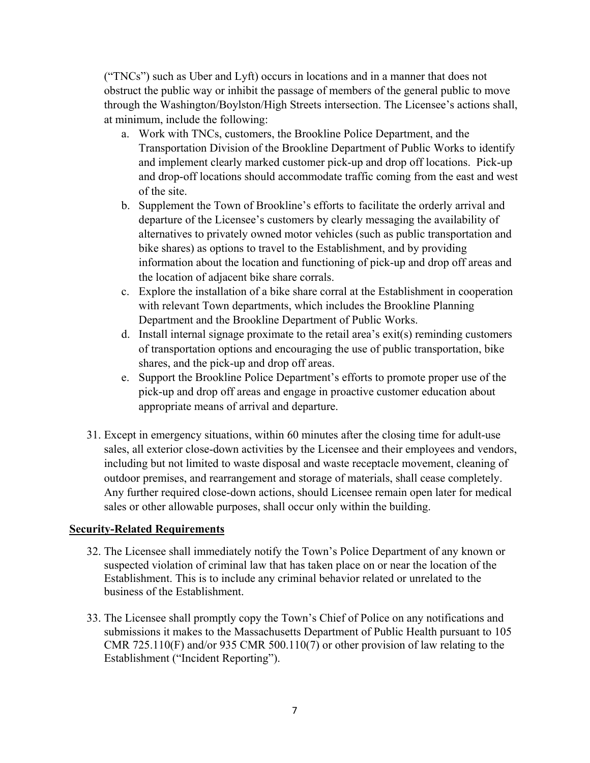("TNCs") such as Uber and Lyft) occurs in locations and in a manner that does not obstruct the public way or inhibit the passage of members of the general public to move through the Washington/Boylston/High Streets intersection. The Licensee's actions shall, at minimum, include the following:

   a. Work with TNCs, customers, the Brookline Police Department, and the Transportation Division of the Brookline Department of Public Works to identify and implement clearly marked customer pick-up and drop off locations. Pick-up and drop-off locations should accommodate traffic coming from the east and west of the site.
   b. Supplement the Town of Brookline's efforts to facilitate the orderly arrival and departure of the Licensee's customers by clearly messaging the availability of alternatives to privately owned motor vehicles (such as public transportation and bike shares) as options to travel to the Establishment, and by providing information about the location and functioning of pick-up and drop off areas and the location of adjacent bike share corrals.
   c. Explore the installation of a bike share corral at the Establishment in cooperation with relevant Town departments, which includes the Brookline Planning Department and the Brookline Department of Public Works.
   d. Install internal signage proximate to the retail area's exit(s) reminding customers of transportation options and encouraging the use of public transportation, bike shares, and the pick-up and drop off areas.
   e. Support the Brookline Police Department's efforts to promote proper use of the pick-up and drop off areas and engage in proactive customer education about appropriate means of arrival and departure.

31. Except in emergency situations, within 60 minutes after the closing time for adult-use sales, all exterior close-down activities by the Licensee and their employees and vendors, including but not limited to waste disposal and waste receptacle movement, cleaning of outdoor premises, and rearrangement and storage of materials, shall cease completely. Any further required close-down actions, should Licensee remain open later for medical sales or other allowable purposes, shall occur only within the building.

**Security-Related Requirements**

32. The Licensee shall immediately notify the Town's Police Department of any known or suspected violation of criminal law that has taken place on or near the location of the Establishment. This is to include any criminal behavior related or unrelated to the business of the Establishment.

33. The Licensee shall promptly copy the Town's Chief of Police on any notifications and submissions it makes to the Massachusetts Department of Public Health pursuant to 105 CMR 725.110(F) and/or 935 CMR 500.110(7) or other provision of law relating to the Establishment ("Incident Reporting").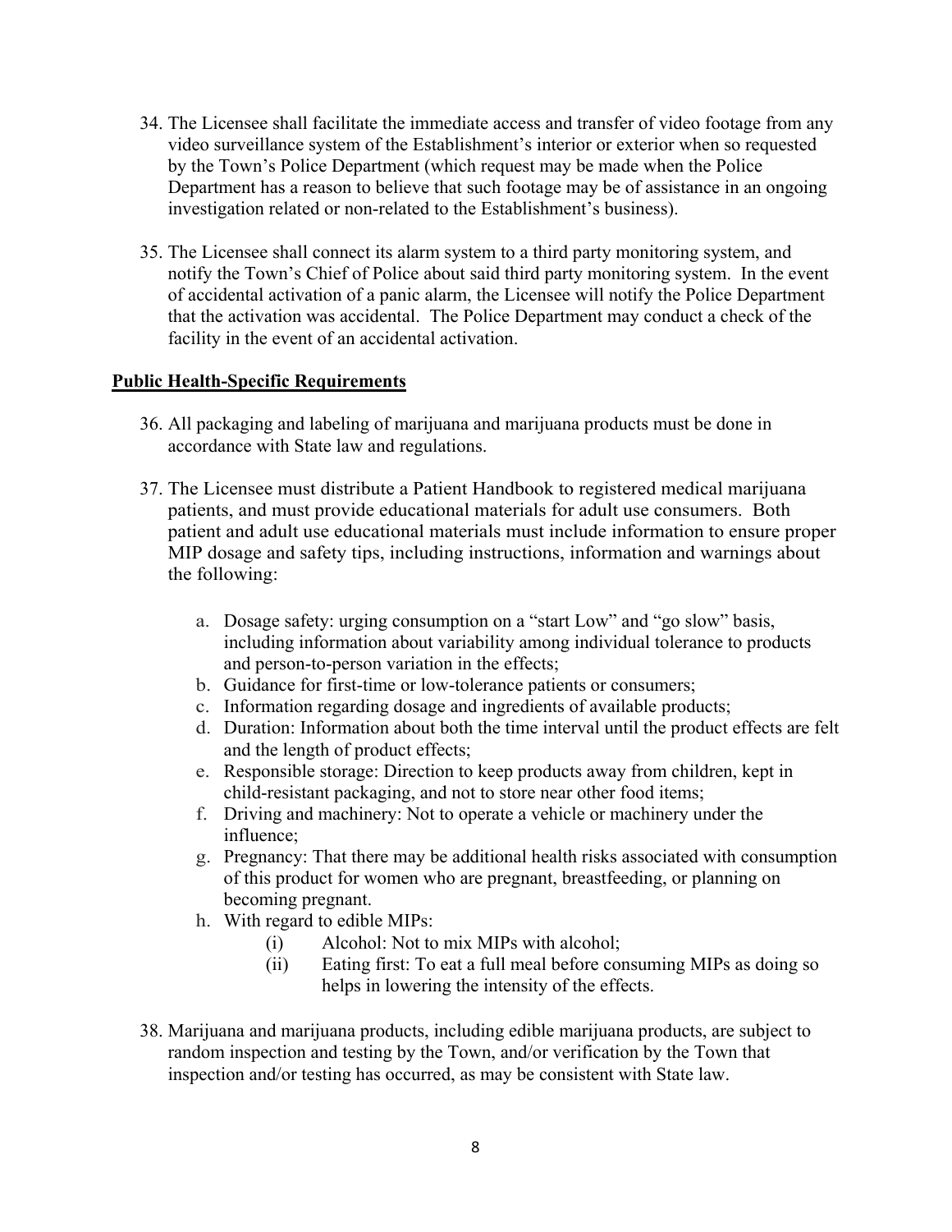34. The Licensee shall facilitate the immediate access and transfer of video footage from any video surveillance system of the Establishment's interior or exterior when so requested by the Town's Police Department (which request may be made when the Police Department has a reason to believe that such footage may be of assistance in an ongoing investigation related or non-related to the Establishment's business).

35. The Licensee shall connect its alarm system to a third party monitoring system, and notify the Town's Chief of Police about said third party monitoring system. In the event of accidental activation of a panic alarm, the Licensee will notify the Police Department that the activation was accidental. The Police Department may conduct a check of the facility in the event of an accidental activation.

**Public Health-Specific Requirements**

36. All packaging and labeling of marijuana and marijuana products must be done in accordance with State law and regulations.

37. The Licensee must distribute a Patient Handbook to registered medical marijuana patients, and must provide educational materials for adult use consumers. Both patient and adult use educational materials must include information to ensure proper MIP dosage and safety tips, including instructions, information and warnings about the following:

    a. Dosage safety: urging consumption on a "start Low" and "go slow" basis, including information about variability among individual tolerance to products and person-to-person variation in the effects;
    b. Guidance for first-time or low-tolerance patients or consumers;
    c. Information regarding dosage and ingredients of available products;
    d. Duration: Information about both the time interval until the product effects are felt and the length of product effects;
    e. Responsible storage: Direction to keep products away from children, kept in child-resistant packaging, and not to store near other food items;
    f. Driving and machinery: Not to operate a vehicle or machinery under the influence;
    g. Pregnancy: That there may be additional health risks associated with consumption of this product for women who are pregnant, breastfeeding, or planning on becoming pregnant.
    h. With regard to edible MIPs:
        (i) Alcohol: Not to mix MIPs with alcohol;
        (ii) Eating first: To eat a full meal before consuming MIPs as doing so helps in lowering the intensity of the effects.

38. Marijuana and marijuana products, including edible marijuana products, are subject to random inspection and testing by the Town, and/or verification by the Town that inspection and/or testing has occurred, as may be consistent with State law.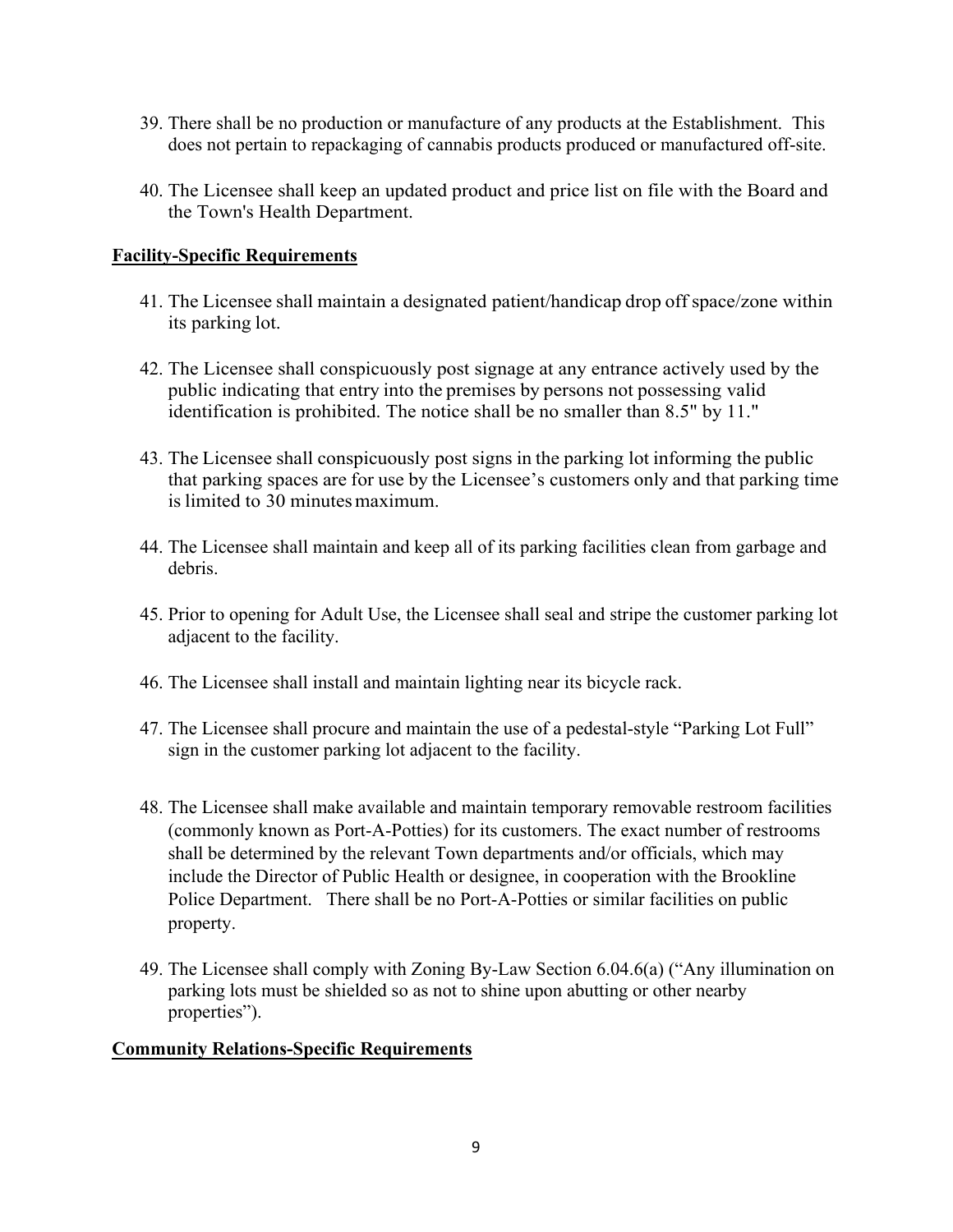39. There shall be no production or manufacture of any products at the Establishment. This does not pertain to repackaging of cannabis products produced or manufactured off-site.

40. The Licensee shall keep an updated product and price list on file with the Board and the Town's Health Department.

**Facility-Specific Requirements**

41. The Licensee shall maintain a designated patient/handicap drop off space/zone within its parking lot.

42. The Licensee shall conspicuously post signage at any entrance actively used by the public indicating that entry into the premises by persons not possessing valid identification is prohibited. The notice shall be no smaller than 8.5" by 11."

43. The Licensee shall conspicuously post signs in the parking lot informing the public that parking spaces are for use by the Licensee's customers only and that parking time is limited to 30 minutes maximum.

44. The Licensee shall maintain and keep all of its parking facilities clean from garbage and debris.

45. Prior to opening for Adult Use, the Licensee shall seal and stripe the customer parking lot adjacent to the facility.

46. The Licensee shall install and maintain lighting near its bicycle rack.

47. The Licensee shall procure and maintain the use of a pedestal-style "Parking Lot Full" sign in the customer parking lot adjacent to the facility.

48. The Licensee shall make available and maintain temporary removable restroom facilities (commonly known as Port-A-Potties) for its customers. The exact number of restrooms shall be determined by the relevant Town departments and/or officials, which may include the Director of Public Health or designee, in cooperation with the Brookline Police Department. There shall be no Port-A-Potties or similar facilities on public property.

49. The Licensee shall comply with Zoning By-Law Section 6.04.6(a) ("Any illumination on parking lots must be shielded so as not to shine upon abutting or other nearby properties").

**Community Relations-Specific Requirements**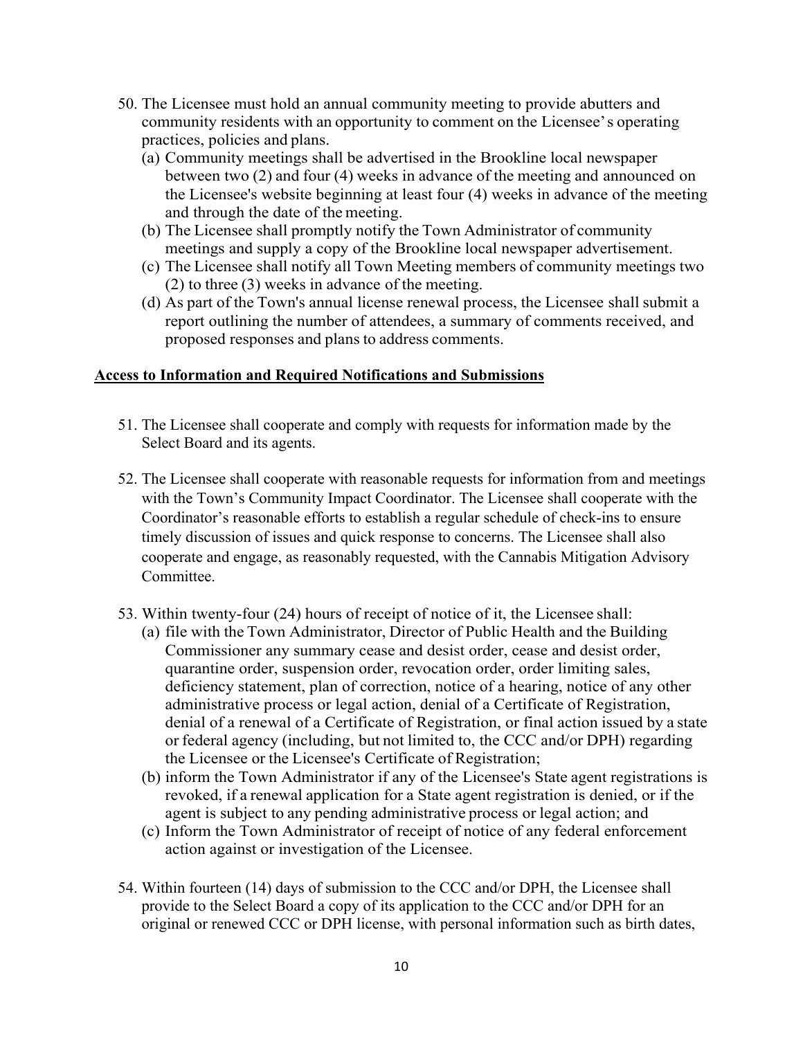50. The Licensee must hold an annual community meeting to provide abutters and community residents with an opportunity to comment on the Licensee's operating practices, policies and plans.
    (a) Community meetings shall be advertised in the Brookline local newspaper between two (2) and four (4) weeks in advance of the meeting and announced on the Licensee's website beginning at least four (4) weeks in advance of the meeting and through the date of the meeting.
    (b) The Licensee shall promptly notify the Town Administrator of community meetings and supply a copy of the Brookline local newspaper advertisement.
    (c) The Licensee shall notify all Town Meeting members of community meetings two (2) to three (3) weeks in advance of the meeting.
    (d) As part of the Town's annual license renewal process, the Licensee shall submit a report outlining the number of attendees, a summary of comments received, and proposed responses and plans to address comments.

**<u>Access to Information and Required Notifications and Submissions</u>**

51. The Licensee shall cooperate and comply with requests for information made by the Select Board and its agents.

52. The Licensee shall cooperate with reasonable requests for information from and meetings with the Town's Community Impact Coordinator. The Licensee shall cooperate with the Coordinator's reasonable efforts to establish a regular schedule of check-ins to ensure timely discussion of issues and quick response to concerns. The Licensee shall also cooperate and engage, as reasonably requested, with the Cannabis Mitigation Advisory Committee.

53. Within twenty-four (24) hours of receipt of notice of it, the Licensee shall:
    (a) file with the Town Administrator, Director of Public Health and the Building Commissioner any summary cease and desist order, cease and desist order, quarantine order, suspension order, revocation order, order limiting sales, deficiency statement, plan of correction, notice of a hearing, notice of any other administrative process or legal action, denial of a Certificate of Registration, denial of a renewal of a Certificate of Registration, or final action issued by a state or federal agency (including, but not limited to, the CCC and/or DPH) regarding the Licensee or the Licensee's Certificate of Registration;
    (b) inform the Town Administrator if any of the Licensee's State agent registrations is revoked, if a renewal application for a State agent registration is denied, or if the agent is subject to any pending administrative process or legal action; and
    (c) Inform the Town Administrator of receipt of notice of any federal enforcement action against or investigation of the Licensee.

54. Within fourteen (14) days of submission to the CCC and/or DPH, the Licensee shall provide to the Select Board a copy of its application to the CCC and/or DPH for an original or renewed CCC or DPH license, with personal information such as birth dates,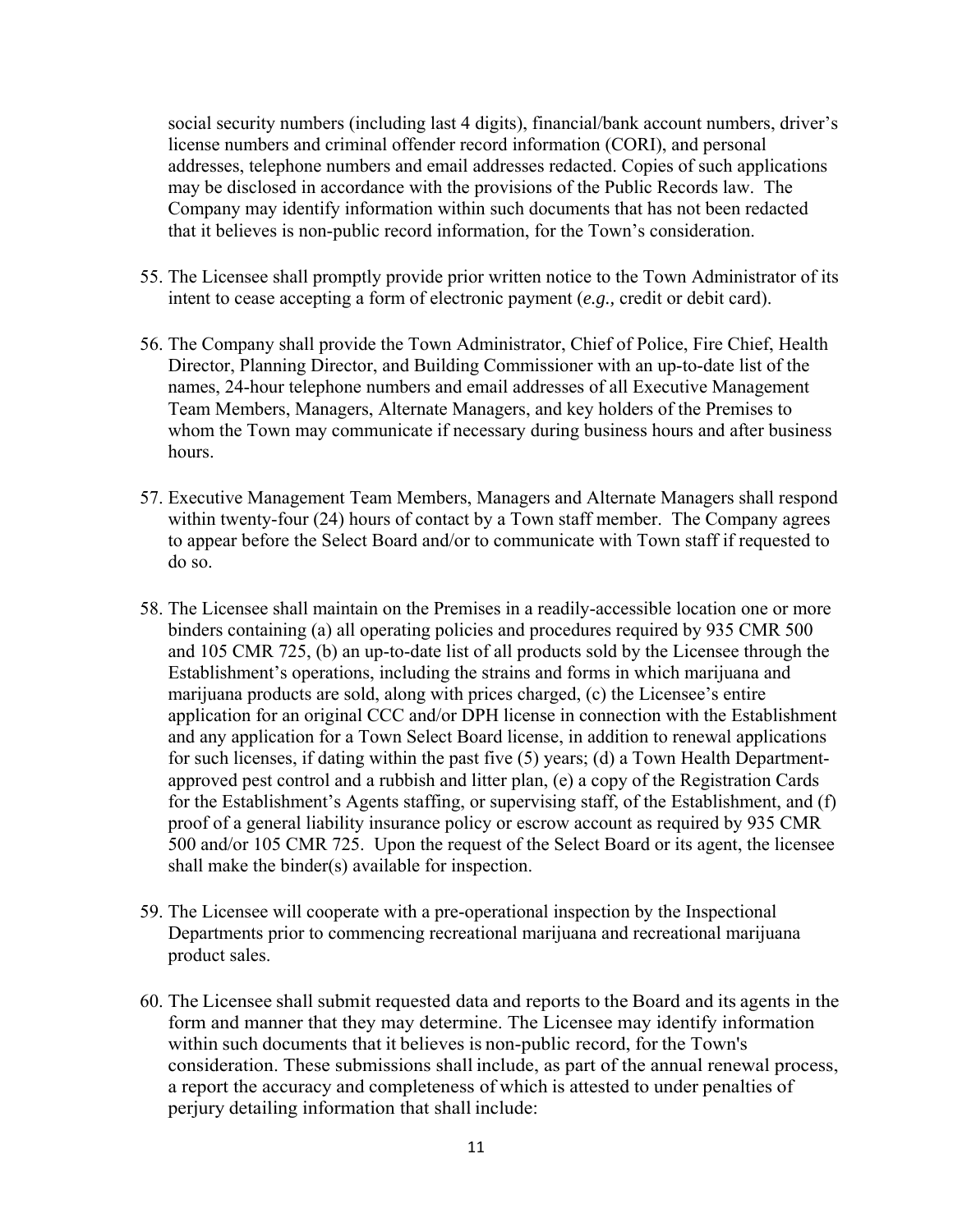social security numbers (including last 4 digits), financial/bank account numbers, driver's license numbers and criminal offender record information (CORI), and personal addresses, telephone numbers and email addresses redacted. Copies of such applications may be disclosed in accordance with the provisions of the Public Records law. The Company may identify information within such documents that has not been redacted that it believes is non-public record information, for the Town's consideration.

55. The Licensee shall promptly provide prior written notice to the Town Administrator of its intent to cease accepting a form of electronic payment (*e.g.,* credit or debit card).

56. The Company shall provide the Town Administrator, Chief of Police, Fire Chief, Health Director, Planning Director, and Building Commissioner with an up-to-date list of the names, 24-hour telephone numbers and email addresses of all Executive Management Team Members, Managers, Alternate Managers, and key holders of the Premises to whom the Town may communicate if necessary during business hours and after business hours.

57. Executive Management Team Members, Managers and Alternate Managers shall respond within twenty-four (24) hours of contact by a Town staff member. The Company agrees to appear before the Select Board and/or to communicate with Town staff if requested to do so.

58. The Licensee shall maintain on the Premises in a readily-accessible location one or more binders containing (a) all operating policies and procedures required by 935 CMR 500 and 105 CMR 725, (b) an up-to-date list of all products sold by the Licensee through the Establishment's operations, including the strains and forms in which marijuana and marijuana products are sold, along with prices charged, (c) the Licensee's entire application for an original CCC and/or DPH license in connection with the Establishment and any application for a Town Select Board license, in addition to renewal applications for such licenses, if dating within the past five (5) years; (d) a Town Health Department-approved pest control and a rubbish and litter plan, (e) a copy of the Registration Cards for the Establishment's Agents staffing, or supervising staff, of the Establishment, and (f) proof of a general liability insurance policy or escrow account as required by 935 CMR 500 and/or 105 CMR 725. Upon the request of the Select Board or its agent, the licensee shall make the binder(s) available for inspection.

59. The Licensee will cooperate with a pre-operational inspection by the Inspectional Departments prior to commencing recreational marijuana and recreational marijuana product sales.

60. The Licensee shall submit requested data and reports to the Board and its agents in the form and manner that they may determine. The Licensee may identify information within such documents that it believes is non-public record, for the Town's consideration. These submissions shall include, as part of the annual renewal process, a report the accuracy and completeness of which is attested to under penalties of perjury detailing information that shall include: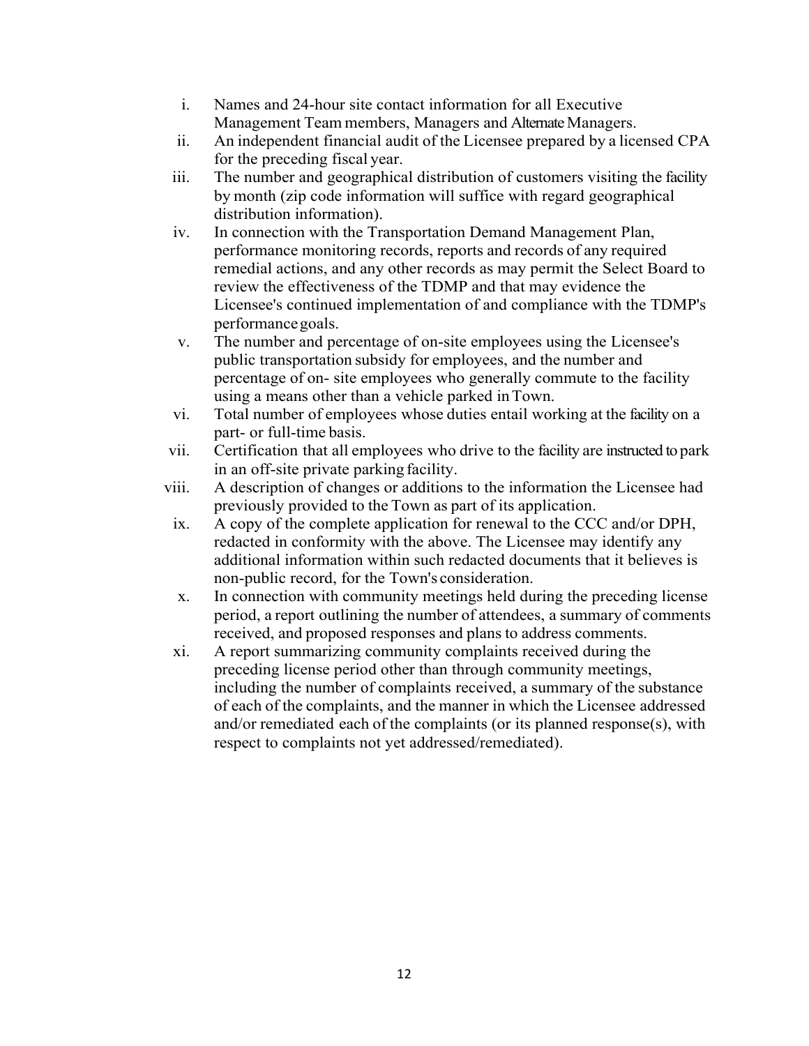i. Names and 24-hour site contact information for all Executive Management Team members, Managers and Alternate Managers.

ii. An independent financial audit of the Licensee prepared by a licensed CPA for the preceding fiscal year.

iii. The number and geographical distribution of customers visiting the facility by month (zip code information will suffice with regard geographical distribution information).

iv. In connection with the Transportation Demand Management Plan, performance monitoring records, reports and records of any required remedial actions, and any other records as may permit the Select Board to review the effectiveness of the TDMP and that may evidence the Licensee's continued implementation of and compliance with the TDMP's performance goals.

v. The number and percentage of on-site employees using the Licensee's public transportation subsidy for employees, and the number and percentage of on- site employees who generally commute to the facility using a means other than a vehicle parked in Town.

vi. Total number of employees whose duties entail working at the facility on a part- or full-time basis.

vii. Certification that all employees who drive to the facility are instructed to park in an off-site private parking facility.

viii. A description of changes or additions to the information the Licensee had previously provided to the Town as part of its application.

ix. A copy of the complete application for renewal to the CCC and/or DPH, redacted in conformity with the above. The Licensee may identify any additional information within such redacted documents that it believes is non-public record, for the Town's consideration.

x. In connection with community meetings held during the preceding license period, a report outlining the number of attendees, a summary of comments received, and proposed responses and plans to address comments.

xi. A report summarizing community complaints received during the preceding license period other than through community meetings, including the number of complaints received, a summary of the substance of each of the complaints, and the manner in which the Licensee addressed and/or remediated each of the complaints (or its planned response(s), with respect to complaints not yet addressed/remediated).